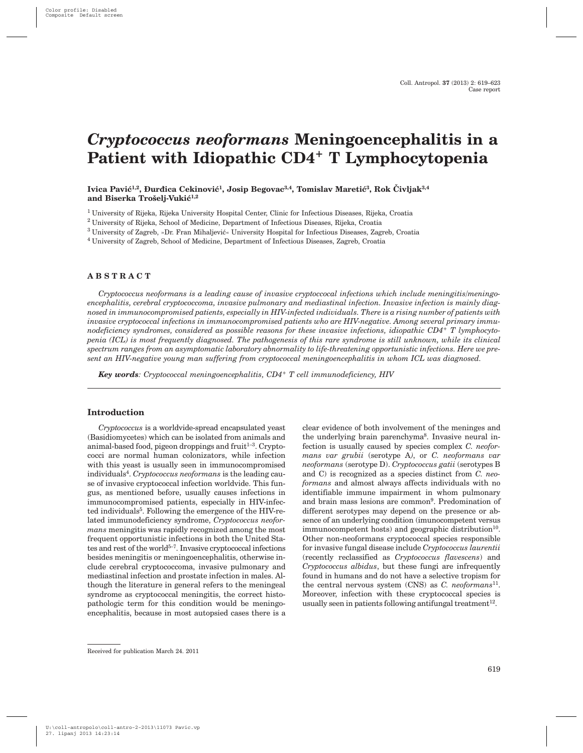# *Cryptococcus neoformans* Meningoencephalitis in a Patient with Idiopathic CD4+ T Lymphocytopenia

**Ivica Pavić[1,2], Đurđica Cekinović[1], Josip Begovac[3,4], Tomislav Maretić[3], Rok Čivljak[3,4] and Biserka Trošelj-Vukić[1,2]**

[1] University of Rijeka, Rijeka University Hospital Center, Clinic for Infectious Diseases, Rijeka, Croatia

[2] University of Rijeka, School of Medicine, Department of Infectious Diseases, Rijeka, Croatia

[3] University of Zagreb, »Dr. Fran Mihaljević« University Hospital for Infectious Diseases, Zagreb, Croatia

[4] University of Zagreb, School of Medicine, Department of Infectious Diseases, Zagreb, Croatia

## ABSTRACT

*Cryptococcus neoformans is a leading cause of invasive cryptococcal infections which include meningitis/meningoencephalitis, cerebral cryptococcoma, invasive pulmonary and mediastinal infection. Invasive infection is mainly diagnosed in immunocompromised patients, especially in HIV-infected individuals. There is a rising number of patients with invasive cryptococcal infections in immunocompromised patients who are HIV-negative. Among several primary immunodeficiency syndromes, considered as possible reasons for these invasive infections, idiopathic CD4+ T lymphocytopenia (ICL) is most frequently diagnosed. The pathogenesis of this rare syndrome is still unknown, while its clinical spectrum ranges from an asymptomatic laboratory abnormality to life-threatening opportunistic infections. Here we present an HIV-negative young man suffering from cryptococcal meningoencephalitis in whom ICL was diagnosed.*

***Key words**: Cryptococcal meningoencephalitis, CD4+ T cell immunodeficiency, HIV*

## Introduction

*Cryptococcus* is a worldvide-spread encapsulated yeast (Basidiomycetes) which can be isolated from animals and animal-based food, pigeon droppings and fruit[1–3]. Cryptococci are normal human colonizators, while infection with this yeast is usually seen in immunocompromised individuals[4]. *Cryptococcus neoformans* is the leading cause of invasive cryptococcal infection worldwide. This fungus, as mentioned before, usually causes infections in immunocompromised patients, especially in HIV-infected individuals[5]. Following the emergence of the HIV-related immunodeficiency syndrome, *Cryptococcus neoformans* meningitis was rapidly recognized among the most frequent opportunistic infections in both the United States and rest of the world[5–7]. Invasive cryptococcal infections besides meningitis or meningoencephalitis, otherwise include cerebral cryptococcoma, invasive pulmonary and mediastinal infection and prostate infection in males. Although the literature in general refers to the meningeal syndrome as cryptococcal meningitis, the correct histopathologic term for this condition would be meningoencephalitis, because in most autopsied cases there is a clear evidence of both involvement of the meninges and the underlying brain parenchyma[8]. Invasive neural infection is usually caused by species complex *C. neoformans var grubii* (serotype A*)*, or *C. neoformans var neoformans* (serotype D). *Cryptococcus gatii* (serotypes B and C) is recognized as a species distinct from *C. neoformans* and almost always affects individuals with no identifiable immune impairment in whom pulmonary and brain mass lesions are common[9]. Predomination of different serotypes may depend on the presence or absence of an underlying condition (imunocompetent versus immunocompetent hosts) and geographic distribution[10]. Other non-neoformans cryptococcal species responsible for invasive fungal disease include *Cryptococcus laurentii* (recently reclassified as *Cryptococcus flavescens*) and *Cryptococcus albidus*, but these fungi are infrequently found in humans and do not have a selective tropism for the central nervous system (CNS) as *C. neoformans*[11]. Moreover, infection with these cryptococcal species is usually seen in patients following antifungal treatment[12].

Received for publication March 24. 2011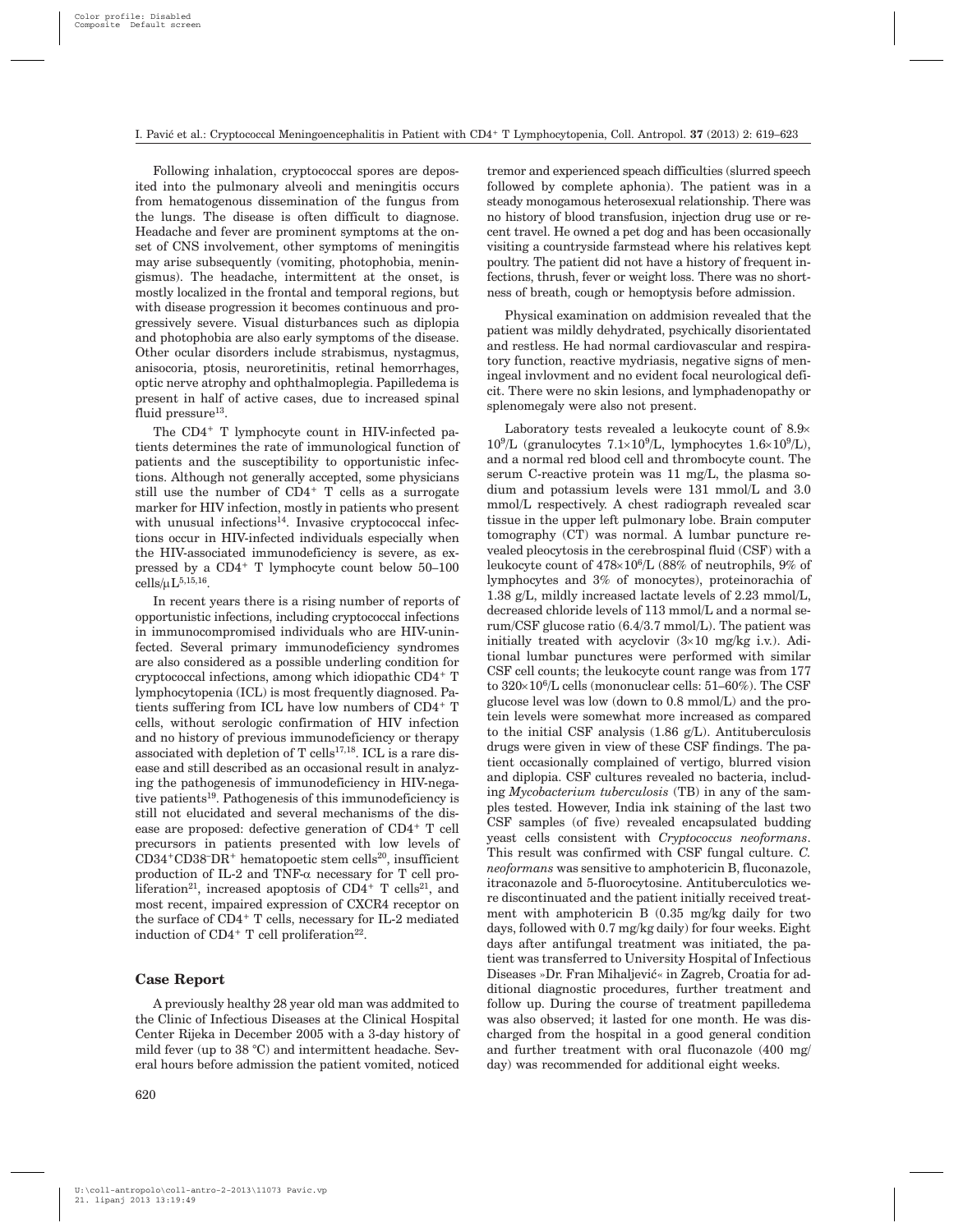Following inhalation, cryptococcal spores are deposited into the pulmonary alveoli and meningitis occurs from hematogenous dissemination of the fungus from the lungs. The disease is often difficult to diagnose. Headache and fever are prominent symptoms at the onset of CNS involvement, other symptoms of meningitis may arise subsequently (vomiting, photophobia, meningismus). The headache, intermittent at the onset, is mostly localized in the frontal and temporal regions, but with disease progression it becomes continuous and progressively severe. Visual disturbances such as diplopia and photophobia are also early symptoms of the disease. Other ocular disorders include strabismus, nystagmus, anisocoria, ptosis, neuroretinitis, retinal hemorrhages, optic nerve atrophy and ophthalmoplegia. Papilledema is present in half of active cases, due to increased spinal fluid pressure[13].

The $CD4^+$ T lymphocyte count in HIV-infected patients determines the rate of immunological function of patients and the susceptibility to opportunistic infections. Although not generally accepted, some physicians still use the number of $CD4^+$ T cells as a surrogate marker for HIV infection, mostly in patients who present with unusual infections[14]. Invasive cryptococcal infections occur in HIV-infected individuals especially when the HIV-associated immunodeficiency is severe, as expressed by a $CD4^+$ T lymphocyte count below 50–100 cells/μL[5,15,16].

In recent years there is a rising number of reports of opportunistic infections, including cryptococcal infections in immunocompromised individuals who are HIV-uninfected. Several primary immunodeficiency syndromes are also considered as a possible underling condition for cryptococcal infections, among which idiopathic $CD4^+$ T lymphocytopenia (ICL) is most frequently diagnosed. Patients suffering from ICL have low numbers of $CD4^+$ T cells, without serologic confirmation of HIV infection and no history of previous immunodeficiency or therapy associated with depletion of T cells[17,18]. ICL is a rare disease and still described as an occasional result in analyzing the pathogenesis of immunodeficiency in HIV-negative patients[19]. Pathogenesis of this immunodeficiency is still not elucidated and several mechanisms of the disease are proposed: defective generation of $CD4^+$ T cell precursors in patients presented with low levels of $CD34^+CD38^-DR^+$ hematopoetic stem cells[20], insufficient production of IL-2 and TNF-α necessary for T cell proliferation[21], increased apoptosis of $CD4^+$ T cells[21], and most recent, impaired expression of CXCR4 receptor on the surface of $CD4^+$ T cells, necessary for IL-2 mediated induction of $CD4^+$ T cell proliferation[22].

## Case Report

A previously healthy 28 year old man was addmited to the Clinic of Infectious Diseases at the Clinical Hospital Center Rijeka in December 2005 with a 3-day history of mild fever (up to 38 °C) and intermittent headache. Several hours before admission the patient vomited, noticed tremor and experienced speach difficulties (slurred speech followed by complete aphonia). The patient was in a steady monogamous heterosexual relationship. There was no history of blood transfusion, injection drug use or recent travel. He owned a pet dog and has been occasionally visiting a countryside farmstead where his relatives kept poultry. The patient did not have a history of frequent infections, thrush, fever or weight loss. There was no shortness of breath, cough or hemoptysis before admission.

Physical examination on addmision revealed that the patient was mildly dehydrated, psychically disorientated and restless. He had normal cardiovascular and respiratory function, reactive mydriasis, negative signs of meningeal invlovment and no evident focal neurological deficit. There were no skin lesions, and lymphadenopathy or splenomegaly were also not present.

Laboratory tests revealed a leukocyte count of $8.9\times10^9$/L (granulocytes $7.1\times10^9$/L, lymphocytes $1.6\times10^9$/L), and a normal red blood cell and thrombocyte count. The serum C-reactive protein was 11 mg/L, the plasma sodium and potassium levels were 131 mmol/L and 3.0 mmol/L respectively. A chest radiograph revealed scar tissue in the upper left pulmonary lobe. Brain computer tomography (CT) was normal. A lumbar puncture revealed pleocytosis in the cerebrospinal fluid (CSF) with a leukocyte count of $478\times10^6$/L (88% of neutrophils, 9% of lymphocytes and 3% of monocytes), proteinorachia of 1.38 g/L, mildly increased lactate levels of 2.23 mmol/L, decreased chloride levels of 113 mmol/L and a normal serum/CSF glucose ratio (6.4/3.7 mmol/L). The patient was initially treated with acyclovir (3×10 mg/kg i.v.). Aditional lumbar punctures were performed with similar CSF cell counts; the leukocyte count range was from 177 to $320\times10^6$/L cells (mononuclear cells: 51–60%). The CSF glucose level was low (down to 0.8 mmol/L) and the protein levels were somewhat more increased as compared to the initial CSF analysis (1.86 g/L). Antituberculosis drugs were given in view of these CSF findings. The patient occasionally complained of vertigo, blurred vision and diplopia. CSF cultures revealed no bacteria, including *Mycobacterium tuberculosis* (TB) in any of the samples tested. However, India ink staining of the last two CSF samples (of five) revealed encapsulated budding yeast cells consistent with *Cryptococcus neoformans*. This result was confirmed with CSF fungal culture. *C. neoformans* was sensitive to amphotericin B, fluconazole, itraconazole and 5-fluorocytosine. Antituberculotics were discontinuated and the patient initially received treatment with amphotericin B (0.35 mg/kg daily for two days, followed with 0.7 mg/kg daily) for four weeks. Eight days after antifungal treatment was initiated, the patient was transferred to University Hospital of Infectious Diseases »Dr. Fran Mihaljević« in Zagreb, Croatia for additional diagnostic procedures, further treatment and follow up. During the course of treatment papilledema was also observed; it lasted for one month. He was discharged from the hospital in a good general condition and further treatment with oral fluconazole (400 mg/day) was recommended for additional eight weeks.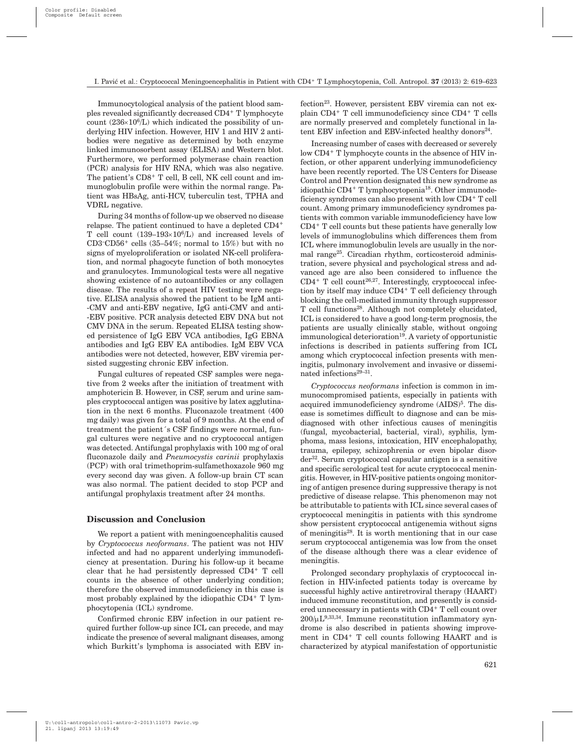Immunocytological analysis of the patient blood samples revealed significantly decreased $CD4^+$ T lymphocyte count ($236\times10^6$/L) which indicated the possibility of underlying HIV infection. However, HIV 1 and HIV 2 antibodies were negative as determined by both enzyme linked immunosorbent assay (ELISA) and Western blot. Furthermore, we performed polymerase chain reaction (PCR) analysis for HIV RNA, which was also negative. The patient's $CD8^+$ T cell, B cell, NK cell count and immunoglobulin profile were within the normal range. Patient was HBsAg, anti-HCV, tuberculin test, TPHA and VDRL negative.

During 34 months of follow-up we observed no disease relapse. The patient continued to have a depleted $CD4^+$ T cell count ($139–193\times10^6$/L) and increased levels of $CD3^-CD56^+$ cells (35–54%; normal to 15%) but with no signs of myeloproliferation or isolated NK-cell proliferation, and normal phagocyte function of both monocytes and granulocytes. Immunological tests were all negative showing existence of no autoantibodies or any collagen disease. The results of a repeat HIV testing were negative. ELISA analysis showed the patient to be IgM anti-CMV and anti-EBV negative, IgG anti-CMV and anti-EBV positive. PCR analysis detected EBV DNA but not CMV DNA in the serum. Repeated ELISA testing showed persistence of IgG EBV VCA antibodies, IgG EBNA antibodies and IgG EBV EA antibodies. IgM EBV VCA antibodies were not detected, however, EBV viremia persisted suggesting chronic EBV infection.

Fungal cultures of repeated CSF samples were negative from 2 weeks after the initiation of treatment with amphotericin B. However, in CSF, serum and urine samples cryptococcal antigen was positive by latex agglutination in the next 6 months. Fluconazole treatment (400 mg daily) was given for a total of 9 months. At the end of treatment the patient´s CSF findings were normal, fungal cultures were negative and no cryptococcal antigen was detected. Antifungal prophylaxis with 100 mg of oral fluconazole daily and *Pneumocystis carinii* prophylaxis (PCP) with oral trimethoprim-sulfamethoxazole 960 mg every second day was given. A follow-up brain CT scan was also normal. The patient decided to stop PCP and antifungal prophylaxis treatment after 24 months.

## Discussion and Conclusion

We report a patient with meningoencephalitis caused by *Cryptococcus neoformans*. The patient was not HIV infected and had no apparent underlying immunodeficiency at presentation. During his follow-up it became clear that he had persistently depressed $CD4^+$ T cell counts in the absence of other underlying condition; therefore the observed immunodeficiency in this case is most probably explained by the idiopathic $CD4^+$ T lymphocytopenia (ICL) syndrome.

Confirmed chronic EBV infection in our patient required further follow-up since ICL can precede, and may indicate the presence of several malignant diseases, among which Burkitt's lymphoma is associated with EBV infection[23]. However, persistent EBV viremia can not explain $CD4^+$ T cell immunodeficiency since $CD4^+$ T cells are normally preserved and completely functional in latent EBV infection and EBV-infected healthy donors[24].

Increasing number of cases with decreased or severely low $CD4^+$ T lymphocyte counts in the absence of HIV infection, or other apparent underlying immunodeficiency have been recently reported. The US Centers for Disease Control and Prevention designated this new syndrome as idiopathic $CD4^+$ T lymphocytopenia[18]. Other immunodeficiency syndromes can also present with low $CD4^+$ T cell count. Among primary immunodeficiency syndromes patients with common variable immunodeficiency have low $CD4^+$ T cell counts but these patients have generally low levels of immunoglobulins which differences them from ICL where immunoglobulin levels are usually in the normal range[25]. Circadian rhythm, corticosteroid administration, severe physical and psychological stress and advanced age are also been considered to influence the $CD4^+$ T cell count[26,27]. Interestingly, cryptococcal infection by itself may induce $CD4^+$ T cell deficiency through blocking the cell-mediated immunity through suppressor T cell functions[28]. Although not completely elucidated, ICL is considered to have a good long-term prognosis, the patients are usually clinically stable, without ongoing immunological deterioration[19]. A variety of opportunistic infections is described in patients suffering from ICL among which cryptococcal infection presents with meningitis, pulmonary involvement and invasive or disseminated infections[29–31].

*Cryptococcus neoformans* infection is common in immunocompromised patients, especially in patients with acquired immunodeficiency syndrome (AIDS)[5]. The disease is sometimes difficult to diagnose and can be misdiagnosed with other infectious causes of meningitis (fungal, mycobacterial, bacterial, viral), syphilis, lymphoma, mass lesions, intoxication, HIV encephalopathy, trauma, epilepsy, schizophrenia or even bipolar disorder[32]. Serum cryptococcal capsular antigen is a sensitive and specific serological test for acute cryptococcal meningitis. However, in HIV-positive patients ongoing monitoring of antigen presence during suppressive therapy is not predictive of disease relapse. This phenomenon may not be attributable to patients with ICL since several cases of cryptococcal meningitis in patients with this syndrome show persistent cryptococcal antigenemia without signs of meningitis[28]. It is worth mentioning that in our case serum cryptococcal antigenemia was low from the onset of the disease although there was a clear evidence of meningitis.

Prolonged secondary prophylaxis of cryptococcal infection in HIV-infected patients today is overcame by successful highly active antiretroviral therapy (HAART) induced immune reconstitution, and presently is considered unnecessary in patients with $CD4^+$ T cell count over $200/\mu L$[9,33,34]. Immune reconstitution inflammatory syndrome is also described in patients showing improvement in $CD4^+$ T cell counts following HAART and is characterized by atypical manifestation of opportunistic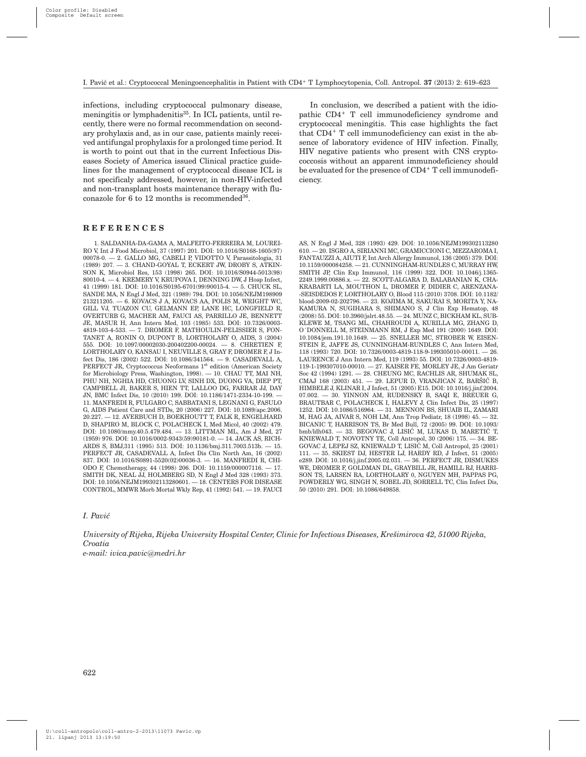infections, including cryptococcal pulmonary disease, meningitis or lymphadenitis[35]. In ICL patients, until recently, there were no formal recommendation on secondary prohylaxis and, as in our case, patients mainly received antifungal prophylaxis for a prolonged time period. It is worth to point out that in the current Infectious Diseases Society of America issued Clinical practice guidelines for the management of cryptococcal disease ICL is not specificaly addressed, however, in non-HIV-infected and non-transplant hosts maintenance therapy with fluconazole for 6 to 12 months is recommended[36].

In conclusion, we described a patient with the idiopathic $CD4^+$ T cell immunodeficiency syndrome and cryptococcal meningitis. This case highlights the fact that $CD4^+$ T cell immunodeficiency can exist in the absence of laboratory evidence of HIV infection. Finally, HIV negative patients who present with CNS cryptococcosis without an apparent immunodeficiency should be evaluated for the presence of $CD4^+$ T cell immunodeficiency.

## REFERENCES

1. SALDANHA-DA-GAMA A, MALFEITO-FERREIRA M, LOUREIRO V, Int J Food Microbiol, 37 (1997) 201. DOI: 10.1016/S0168-1605(97)00078-0. — 2. GALLO MG, CABELI P, VIDOTTO V, Parassitologia, 31 (1989) 207. — 3. CHAND-GOYAL T, ECKERT JW, DROBY S, ATKINSON K, Microbiol Res, 153 (1998) 265. DOI: 10.1016/S0944-5013(98)80010-4. — 4. KREMERY V, KRUPOVA I, DENNING DW, J Hosp Infect, 41 (1999) 181. DOI: 10.1016/S0195-6701(99)90015-4. — 5. CHUCK SL, SANDE MA, N Engl J Med, 321 (1989) 794. DOI: 10.1056/NEJM198909213211205. — 6. KOVACS J A, KOVACS AA, POLIS M, WRIGHT WC, GILL VJ, TUAZON CU, GELMANN EP, LANE HC, LONGFIELD R, OVERTURB G, MACHER AM, FAUCI AS, PARRILLO JE, BENNETT JE, MASUR H, Ann Intern Med, 103 (1985) 533. DOI: 10.7326/0003-4819-103-4-533. — 7. DROMER F, MATHOULIN-PELISSIER S, FONTANET A, RONIN O, DUPONT B, LORTHOLARY O, AIDS, 3 (2004) 555. DOI: 10.1097/00002030-200402200-00024. — 8. CHRETIEN F, LORTHOLARY O, KANSAU I, NEUVILLE S, GRAY F, DROMER F, J Infect Dis, 186 (2002) 522. DOI: 10.1086/341564. — 9. CASADEVALL A, PERFECT JR, Cryptococcus Neoformans 1st edition (American Society for Microbiology Press, Washington, 1998). — 10. CHAU TT, MAI NH, PHU NH, NGHIA HD, CHUONG LV, SINH DX, DUONG VA, DIEP PT, CAMPBELL JI, BAKER S, HIEN TT, LALLOO DG, FARRAR JJ, DAY JN, BMC Infect Dis, 10 (2010) 199. DOI: 10.1186/1471-2334-10-199. — 11. MANFREDI R, FULGARO C, SABBATANI S, LEGNANI G, FASULO G, AIDS Patient Care and STDs, 20 (2006) 227. DOI: 10.1089/apc.2006.20.227. — 12. AVERBUCH D, BOEKHOUTT T, FALK R, ENGELHARD D, SHAPIRO M, BLOCK C, POLACHECK I, Med Micol, 40 (2002) 479. DOI: 10.1080/mmy.40.5.479.484. — 13. LITTMAN ML, AM J Med, 27 (1959) 976. DOI: 10.1016/0002-9343(59)90181-0. — 14. JACK AS, RICHARDS S, BMJ,311 (1995) 513. DOI: 10.1136/bmj.311.7003.513b. — 15. PERFECT JR, CASADEVALL A, Infect Dis Clin North Am, 16 (2002) 837. DOI: 10.1016/S0891-5520(02)00036-3. — 16. MANFREDI R, CHIODO F, Chemotherapy, 44 (1998) 206. DOI: 10.1159/000007116. — 17. SMITH DK, NEAL JJ, HOLMBERG SD, N Engl J Med 328 (1993) 373. DOI: 10.1056/NEJM199302113280601. — 18. CENTERS FOR DISEASE CONTROL, MMWR Morb Mortal Wkly Rep, 41 (1992) 541. — 19. FAUCI AS, N Engl J Med, 328 (1993) 429. DOI: 10.1056/NEJM199302113280610. — 20. ISGRO A, SIRIANNI MC, GRAMICCIONI C, MEZZAROMA I, FANTAUZZI A, AIUTI F, Int Arch Allergy Immunol, 136 (2005) 379. DOI: 10.1159/000084258. — 21. CUNNINGHAM-RUNDLES C, MURRAY HW, SMITH JP, Clin Exp Immunol, 116 (1999) 322. DOI: 10.1046/j.1365-2249.1999.00886.x. — 22. SCOTT-ALGARA D, BALABANIAN K, CHAKRABARTI LA, MOUTHON L, DROMER F, DIDIER C, ARENZANA-SEISDEDOS F, LORTHOLARY O, Blood 115 (2010) 3708. DOI: 10.1182/blood-2009-02-202796. — 23. KOJIMA M, SAKURAI S, MORITA Y, NAKAMURA N, SUGIHARA S, SHIMANO S, J Clin Exp Hematop, 48 (2008) 55. DOI: 10.3960/jslrt.48.55. — 24. MUNZ C, BICKHAM KL, SUBKLEWE M, TSANG ML, CHAHROUDI A, KURILLA MG, ZHANG D, O´DONNELL M, STEINMANN RM, J Exp Med 191 (2000) 1649. DOI: 10.1084/jem.191.10.1649. — 25. SNELLER MC, STROBER W, EISENSTEIN E, JAFFE JS, CUNNINGHAM-RUNDLES C, Ann Intern Med, 118 (1993) 720. DOI: 10.7326/0003-4819-118-9-199305010-00011. — 26. LAURENCE J Ann Intern Med, 119 (1993) 55. DOI: 10.7326/0003-4819-119-1-199307010-00010. — 27. KAISER FE, MORLEY JE, J Am Geriatr Soc 42 (1994) 1291. — 28. CHEUNG MC, RACHLIS AR, SHUMAK SL, CMAJ 168 (2003) 451. — 29. LEPUR D, VRANJICAN Z, BARŠIĆ B, HIMBELE J, KLINAR I, J Infect, 51 (2005) E15. DOI: 10.1016/j.jinf.2004.07.002. — 30. YINNON AM, RUDENSKY B, SAQI E, BREUER G, BRAUTBAR C, POLACHECK I, HALEVY J, Clin Infect Dis, 25 (1997) 1252. DOI: 10.1086/516964. — 31. MENNON BS, SHUAIB IL, ZAMARI M, HAG JA, AIVAR S, NOH LM, Ann Trop Pediatr, 18 (1998) 45. — 32. BICANIC T, HARRISON TS, Br Med Bull, 72 (2005) 99. DOI: 10.1093/bmb/ldh043. — 33. BEGOVAC J, LISIĆ M, LUKAS D, MARETIĆ T, KNIEWALD T, NOVOTNY TE, Coll Antropol, 30 (2006) 175. — 34. BEGOVAC J, LEPEJ SZ, KNIEWALD T, LISIĆ M, Coll Antropol, 25 (2001) 111. — 35. SKIEST DJ, HESTER LJ, HARDY RD, J Infect, 51 (2005) e289. DOI: 10.1016/j.jinf.2005.02.031. — 36. PERFECT JR, DISMUKES WE, DROMER F, GOLDMAN DL, GRAYBILL JR, HAMILL RJ, HARRISON TS, LARSEN RA, LORTHOLARY 0, NGUYEN MH, PAPPAS PG, POWDERLY WG, SINGH N, SOBEL JD, SORRELL TC, Clin Infect Dis, 50 (2010) 291. DOI: 10.1086/649858.

*I. Pavić*

*University of Rijeka, Rijeka University Hospital Center, Clinic for Infectious Diseases, Krešimirova 42, 51000 Rijeka, Croatia*
*e-mail: ivica.pavic@medri.hr*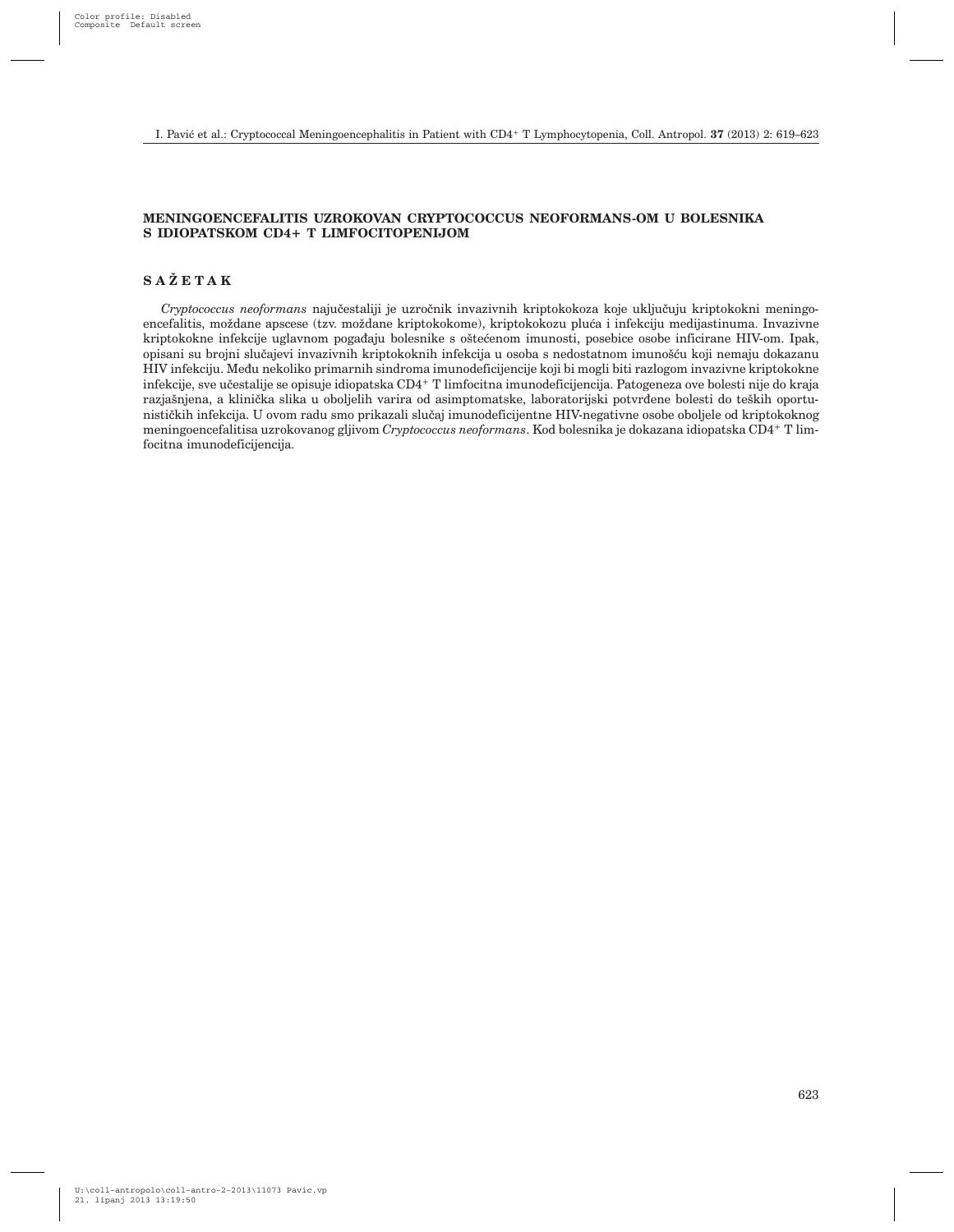## MENINGOENCEFALITIS UZROKOVAN CRYPTOCOCCUS NEOFORMANS-OM U BOLESNIKA S IDIOPATSKOM CD4+ T LIMFOCITOPENIJOM

### S A Ž E T A K

*Cryptococcus neoformans* najučestaliji je uzročnik invazivnih kriptokokoza koje uključuju kriptokokni meningoencefalitis, moždane apscese (tzv. moždane kriptokokome), kriptokokozu pluća i infekciju medijastinuma. Invazivne kriptokokne infekcije uglavnom pogađaju bolesnike s oštećenom imunosti, posebice osobe inficirane HIV-om. Ipak, opisani su brojni slučajevi invazivnih kriptokoknih infekcija u osoba s nedostatnom imunošću koji nemaju dokazanu HIV infekciju. Među nekoliko primarnih sindroma imunodeficijencije koji bi mogli biti razlogom invazivne kriptokokne infekcije, sve učestalije se opisuje idiopatska $CD4^+$ T limfocitna imunodeficijencija. Patogeneza ove bolesti nije do kraja razjašnjena, a klinička slika u oboljelih varira od asimptomatske, laboratorijski potvrđene bolesti do teških oportunističkih infekcija. U ovom radu smo prikazali slučaj imunodeficijentne HIV-negativne osobe oboljele od kriptokoknog meningoencefalitisa uzrokovanog gljivom *Cryptococcus neoformans*. Kod bolesnika je dokazana idiopatska $CD4^+$ T limfocitna imunodeficijencija.